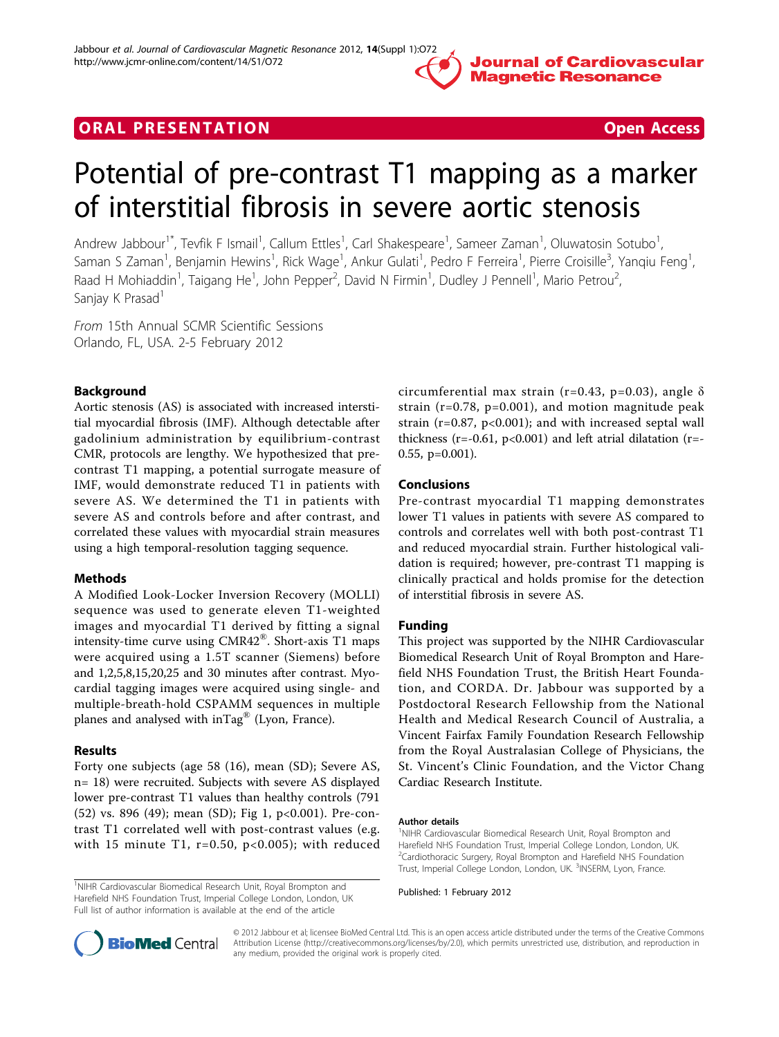**ORAL PRESENTATION** **Open Access**

# Potential of pre-contrast T1 mapping as a marker of interstitial fibrosis in severe aortic stenosis

Andrew Jabbour[1*], Tevfik F Ismail[1], Callum Ettles[1], Carl Shakespeare[1], Sameer Zaman[1], Oluwatosin Sotubo[1], Saman S Zaman[1], Benjamin Hewins[1], Rick Wage[1], Ankur Gulati[1], Pedro F Ferreira[1], Pierre Croisille[3], Yanqiu Feng[1], Raad H Mohiaddin[1], Taigang He[1], John Pepper[2], David N Firmin[1], Dudley J Pennell[1], Mario Petrou[2], Sanjay K Prasad[1]

*From* 15th Annual SCMR Scientific Sessions
Orlando, FL, USA. 2-5 February 2012

## Background

Aortic stenosis (AS) is associated with increased interstitial myocardial fibrosis (IMF). Although detectable after gadolinium administration by equilibrium-contrast CMR, protocols are lengthy. We hypothesized that pre-contrast T1 mapping, a potential surrogate measure of IMF, would demonstrate reduced T1 in patients with severe AS. We determined the T1 in patients with severe AS and controls before and after contrast, and correlated these values with myocardial strain measures using a high temporal-resolution tagging sequence.

## Methods

A Modified Look-Locker Inversion Recovery (MOLLI) sequence was used to generate eleven T1-weighted images and myocardial T1 derived by fitting a signal intensity-time curve using CMR42®. Short-axis T1 maps were acquired using a 1.5T scanner (Siemens) before and 1,2,5,8,15,20,25 and 30 minutes after contrast. Myocardial tagging images were acquired using single- and multiple-breath-hold CSPAMM sequences in multiple planes and analysed with inTag® (Lyon, France).

## Results

Forty one subjects (age 58 (16), mean (SD); Severe AS, n= 18) were recruited. Subjects with severe AS displayed lower pre-contrast T1 values than healthy controls (791 (52) vs. 896 (49); mean (SD); Fig 1, $p<0.001$). Pre-contrast T1 correlated well with post-contrast values (e.g. with 15 minute T1, $r=0.50$, $p<0.005$); with reduced circumferential max strain ($r=0.43$, $p=0.03$), angle δ strain ($r=0.78$, $p=0.001$), and motion magnitude peak strain ($r=0.87$, $p<0.001$); and with increased septal wall thickness ($r=-0.61$, $p<0.001$) and left atrial dilatation ($r=-0.55$, $p=0.001$).

## Conclusions

Pre-contrast myocardial T1 mapping demonstrates lower T1 values in patients with severe AS compared to controls and correlates well with both post-contrast T1 and reduced myocardial strain. Further histological validation is required; however, pre-contrast T1 mapping is clinically practical and holds promise for the detection of interstitial fibrosis in severe AS.

## Funding

This project was supported by the NIHR Cardiovascular Biomedical Research Unit of Royal Brompton and Harefield NHS Foundation Trust, the British Heart Foundation, and CORDA. Dr. Jabbour was supported by a Postdoctoral Research Fellowship from the National Health and Medical Research Council of Australia, a Vincent Fairfax Family Foundation Research Fellowship from the Royal Australasian College of Physicians, the St. Vincent's Clinic Foundation, and the Victor Chang Cardiac Research Institute.

### Author details

[1]NIHR Cardiovascular Biomedical Research Unit, Royal Brompton and Harefield NHS Foundation Trust, Imperial College London, London, UK. [2]Cardiothoracic Surgery, Royal Brompton and Harefield NHS Foundation Trust, Imperial College London, London, UK. [3]INSERM, Lyon, France.

Published: 1 February 2012

[1]NIHR Cardiovascular Biomedical Research Unit, Royal Brompton and Harefield NHS Foundation Trust, Imperial College London, London, UK
Full list of author information is available at the end of the article

© 2012 Jabbour et al; licensee BioMed Central Ltd. This is an open access article distributed under the terms of the Creative Commons Attribution License (http://creativecommons.org/licenses/by/2.0), which permits unrestricted use, distribution, and reproduction in any medium, provided the original work is properly cited.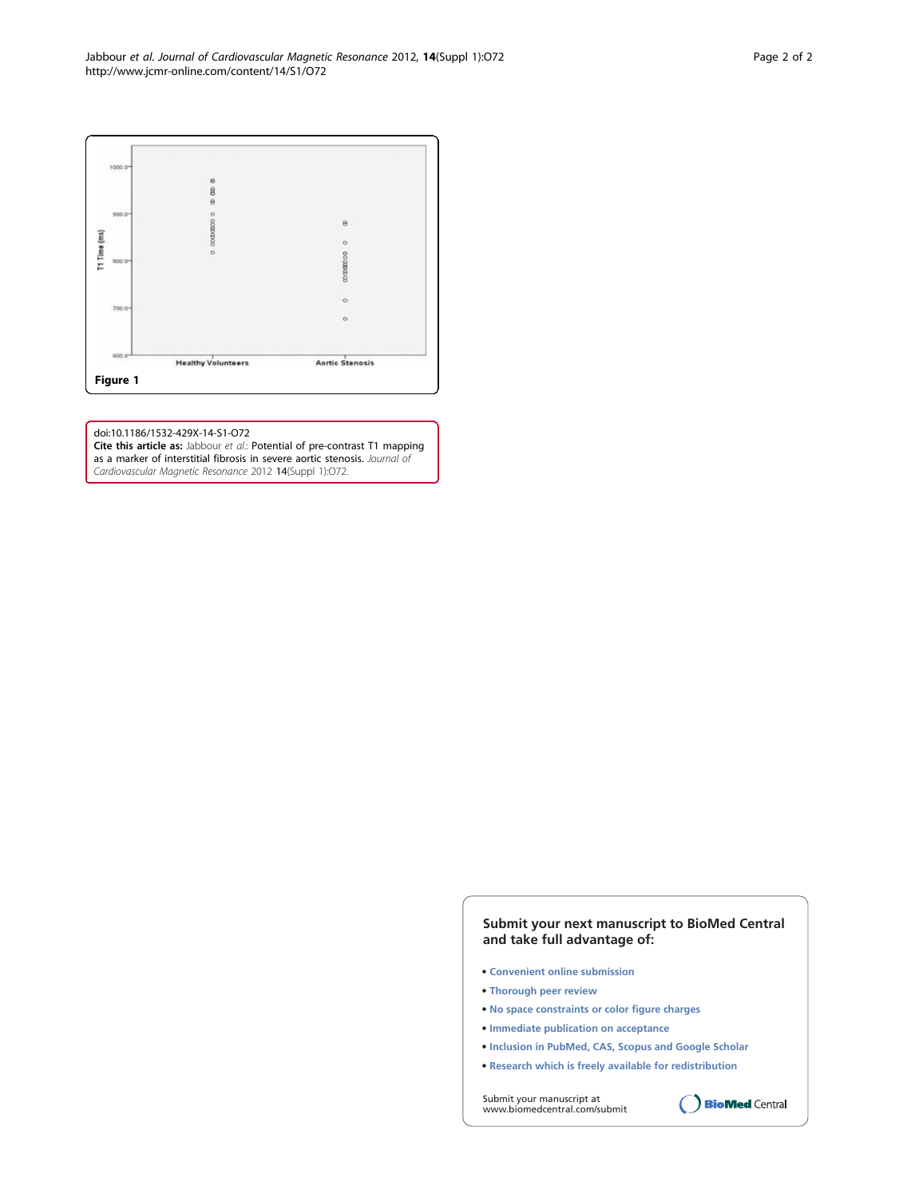1000.0

900.0

800.0

700.0

600.0

T1 Time (ms)

Healthy Volunteers

Aortic Stenosis

**Figure 1**

doi:10.1186/1532-429X-14-S1-O72

**Cite this article as:** Jabbour *et al.*: Potential of pre-contrast T1 mapping as a marker of interstitial fibrosis in severe aortic stenosis. *Journal of Cardiovascular Magnetic Resonance* 2012 **14**(Suppl 1):O72.

**Submit your next manuscript to BioMed Central and take full advantage of:**

- **Convenient online submission**
- **Thorough peer review**
- **No space constraints or color figure charges**
- **Immediate publication on acceptance**
- **Inclusion in PubMed, CAS, Scopus and Google Scholar**
- **Research which is freely available for redistribution**

Submit your manuscript at
www.biomedcentral.com/submit

BioMed Central